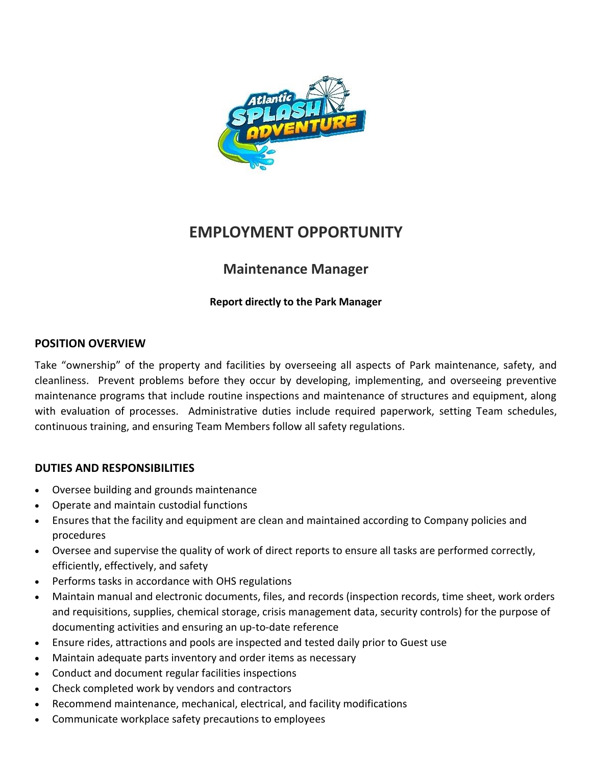# EMPLOYMENT OPPORTUNITY

## Maintenance Manager

**Report directly to the Park Manager**

### POSITION OVERVIEW

Take "ownership" of the property and facilities by overseeing all aspects of Park maintenance, safety, and cleanliness. Prevent problems before they occur by developing, implementing, and overseeing preventive maintenance programs that include routine inspections and maintenance of structures and equipment, along with evaluation of processes. Administrative duties include required paperwork, setting Team schedules, continuous training, and ensuring Team Members follow all safety regulations.

### DUTIES AND RESPONSIBILITIES

- Oversee building and grounds maintenance
- Operate and maintain custodial functions
- Ensures that the facility and equipment are clean and maintained according to Company policies and procedures
- Oversee and supervise the quality of work of direct reports to ensure all tasks are performed correctly, efficiently, effectively, and safety
- Performs tasks in accordance with OHS regulations
- Maintain manual and electronic documents, files, and records (inspection records, time sheet, work orders and requisitions, supplies, chemical storage, crisis management data, security controls) for the purpose of documenting activities and ensuring an up-to-date reference
- Ensure rides, attractions and pools are inspected and tested daily prior to Guest use
- Maintain adequate parts inventory and order items as necessary
- Conduct and document regular facilities inspections
- Check completed work by vendors and contractors
- Recommend maintenance, mechanical, electrical, and facility modifications
- Communicate workplace safety precautions to employees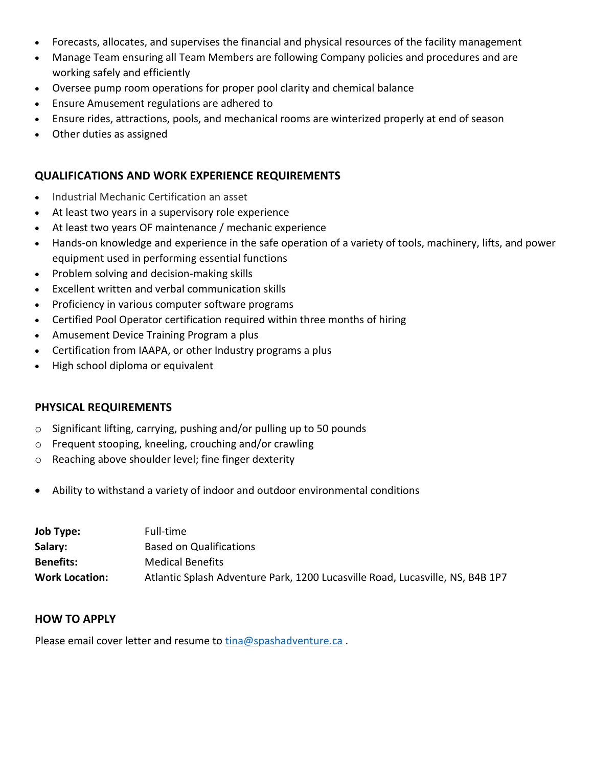- Forecasts, allocates, and supervises the financial and physical resources of the facility management
- Manage Team ensuring all Team Members are following Company policies and procedures and are working safely and efficiently
- Oversee pump room operations for proper pool clarity and chemical balance
- Ensure Amusement regulations are adhered to
- Ensure rides, attractions, pools, and mechanical rooms are winterized properly at end of season
- Other duties as assigned

## QUALIFICATIONS AND WORK EXPERIENCE REQUIREMENTS

- Industrial Mechanic Certification an asset
- At least two years in a supervisory role experience
- At least two years OF maintenance / mechanic experience
- Hands-on knowledge and experience in the safe operation of a variety of tools, machinery, lifts, and power equipment used in performing essential functions
- Problem solving and decision-making skills
- Excellent written and verbal communication skills
- Proficiency in various computer software programs
- Certified Pool Operator certification required within three months of hiring
- Amusement Device Training Program a plus
- Certification from IAAPA, or other Industry programs a plus
- High school diploma or equivalent

## PHYSICAL REQUIREMENTS

- Significant lifting, carrying, pushing and/or pulling up to 50 pounds
- Frequent stooping, kneeling, crouching and/or crawling
- Reaching above shoulder level; fine finger dexterity

- Ability to withstand a variety of indoor and outdoor environmental conditions

| | |
|---|---|
| **Job Type:** | Full-time |
| **Salary:** | Based on Qualifications |
| **Benefits:** | Medical Benefits |
| **Work Location:** | Atlantic Splash Adventure Park, 1200 Lucasville Road, Lucasville, NS, B4B 1P7 |

## HOW TO APPLY

Please email cover letter and resume to tina@spashadventure.ca .